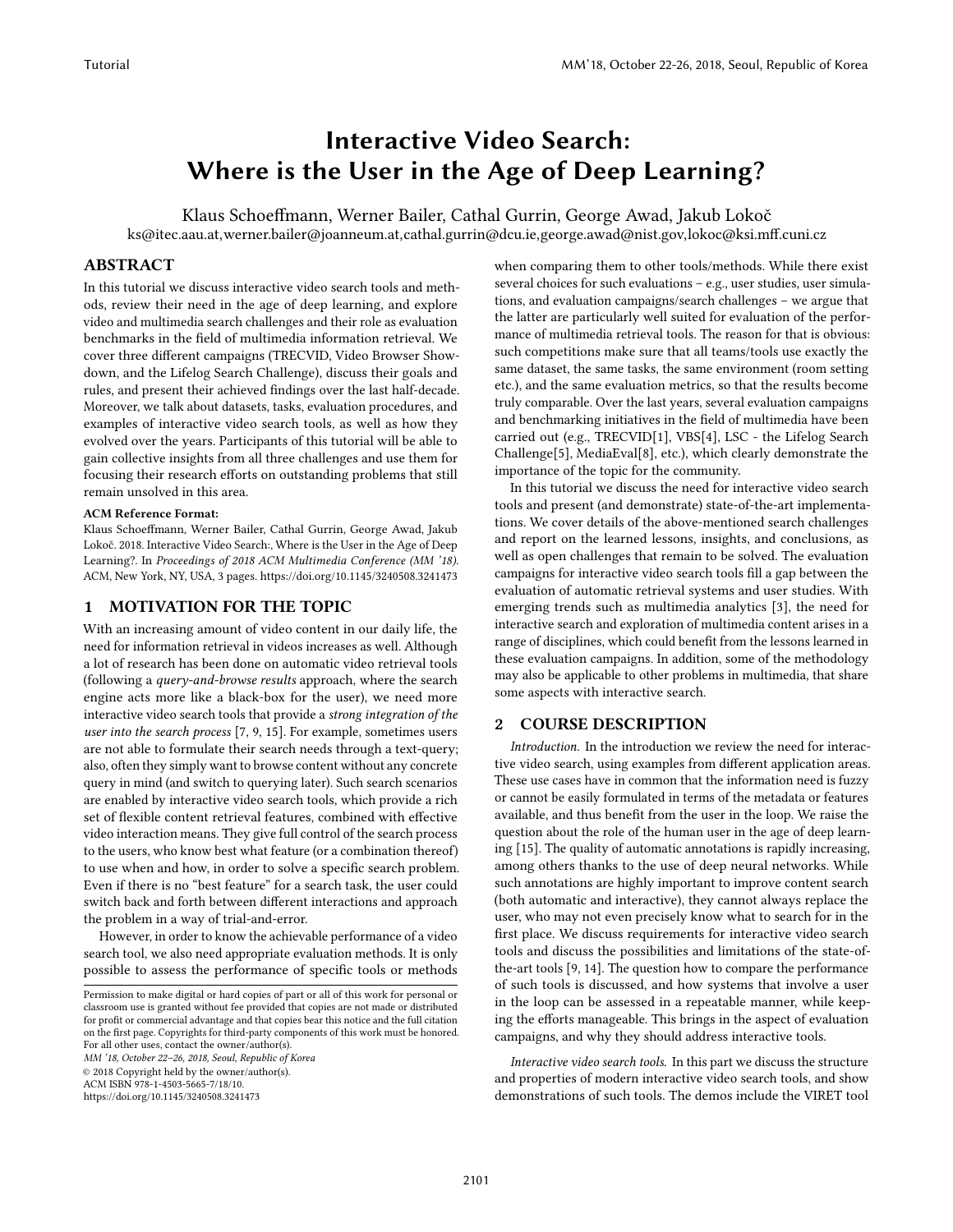# Interactive Video Search: Where is the User in the Age of Deep Learning?

Klaus Schoeffmann, Werner Bailer, Cathal Gurrin, George Awad, Jakub Lokoč

ks@itec.aau.at,werner.bailer@joanneum.at,cathal.gurrin@dcu.ie,george.awad@nist.gov,lokoc@ksi.mff.cuni.cz

## ABSTRACT

In this tutorial we discuss interactive video search tools and methods, review their need in the age of deep learning, and explore video and multimedia search challenges and their role as evaluation benchmarks in the field of multimedia information retrieval. We cover three different campaigns (TRECVID, Video Browser Showdown, and the Lifelog Search Challenge), discuss their goals and rules, and present their achieved findings over the last half-decade. Moreover, we talk about datasets, tasks, evaluation procedures, and examples of interactive video search tools, as well as how they evolved over the years. Participants of this tutorial will be able to gain collective insights from all three challenges and use them for focusing their research efforts on outstanding problems that still remain unsolved in this area.

**ACM Reference Format:**

Klaus Schoeffmann, Werner Bailer, Cathal Gurrin, George Awad, Jakub Lokoč. 2018. Interactive Video Search:, Where is the User in the Age of Deep Learning?. In *Proceedings of 2018 ACM Multimedia Conference (MM '18)*. ACM, New York, NY, USA, 3 pages. https://doi.org/10.1145/3240508.3241473

## 1 MOTIVATION FOR THE TOPIC

With an increasing amount of video content in our daily life, the need for information retrieval in videos increases as well. Although a lot of research has been done on automatic video retrieval tools (following a *query-and-browse results* approach, where the search engine acts more like a black-box for the user), we need more interactive video search tools that provide a *strong integration of the user into the search process* [7, 9, 15]. For example, sometimes users are not able to formulate their search needs through a text-query; also, often they simply want to browse content without any concrete query in mind (and switch to querying later). Such search scenarios are enabled by interactive video search tools, which provide a rich set of flexible content retrieval features, combined with effective video interaction means. They give full control of the search process to the users, who know best what feature (or a combination thereof) to use when and how, in order to solve a specific search problem. Even if there is no "best feature" for a search task, the user could switch back and forth between different interactions and approach the problem in a way of trial-and-error.

However, in order to know the achievable performance of a video search tool, we also need appropriate evaluation methods. It is only possible to assess the performance of specific tools or methods when comparing them to other tools/methods. While there exist several choices for such evaluations – e.g., user studies, user simulations, and evaluation campaigns/search challenges – we argue that the latter are particularly well suited for evaluation of the performance of multimedia retrieval tools. The reason for that is obvious: such competitions make sure that all teams/tools use exactly the same dataset, the same tasks, the same environment (room setting etc.), and the same evaluation metrics, so that the results become truly comparable. Over the last years, several evaluation campaigns and benchmarking initiatives in the field of multimedia have been carried out (e.g., TRECVID[1], VBS[4], LSC - the Lifelog Search Challenge[5], MediaEval[8], etc.), which clearly demonstrate the importance of the topic for the community.

In this tutorial we discuss the need for interactive video search tools and present (and demonstrate) state-of-the-art implementations. We cover details of the above-mentioned search challenges and report on the learned lessons, insights, and conclusions, as well as open challenges that remain to be solved. The evaluation campaigns for interactive video search tools fill a gap between the evaluation of automatic retrieval systems and user studies. With emerging trends such as multimedia analytics [3], the need for interactive search and exploration of multimedia content arises in a range of disciplines, which could benefit from the lessons learned in these evaluation campaigns. In addition, some of the methodology may also be applicable to other problems in multimedia, that share some aspects with interactive search.

## 2 COURSE DESCRIPTION

*Introduction.* In the introduction we review the need for interactive video search, using examples from different application areas. These use cases have in common that the information need is fuzzy or cannot be easily formulated in terms of the metadata or features available, and thus benefit from the user in the loop. We raise the question about the role of the human user in the age of deep learning [15]. The quality of automatic annotations is rapidly increasing, among others thanks to the use of deep neural networks. While such annotations are highly important to improve content search (both automatic and interactive), they cannot always replace the user, who may not even precisely know what to search for in the first place. We discuss requirements for interactive video search tools and discuss the possibilities and limitations of the state-of-the-art tools [9, 14]. The question how to compare the performance of such tools is discussed, and how systems that involve a user in the loop can be assessed in a repeatable manner, while keeping the efforts manageable. This brings in the aspect of evaluation campaigns, and why they should address interactive tools.

*Interactive video search tools.* In this part we discuss the structure and properties of modern interactive video search tools, and show demonstrations of such tools. The demos include the VIRET tool

Permission to make digital or hard copies of part or all of this work for personal or classroom use is granted without fee provided that copies are not made or distributed for profit or commercial advantage and that copies bear this notice and the full citation on the first page. Copyrights for third-party components of this work must be honored. For all other uses, contact the owner/author(s).

*MM '18, October 22–26, 2018, Seoul, Republic of Korea*

© 2018 Copyright held by the owner/author(s).

ACM ISBN 978-1-4503-5665-7/18/10.

https://doi.org/10.1145/3240508.3241473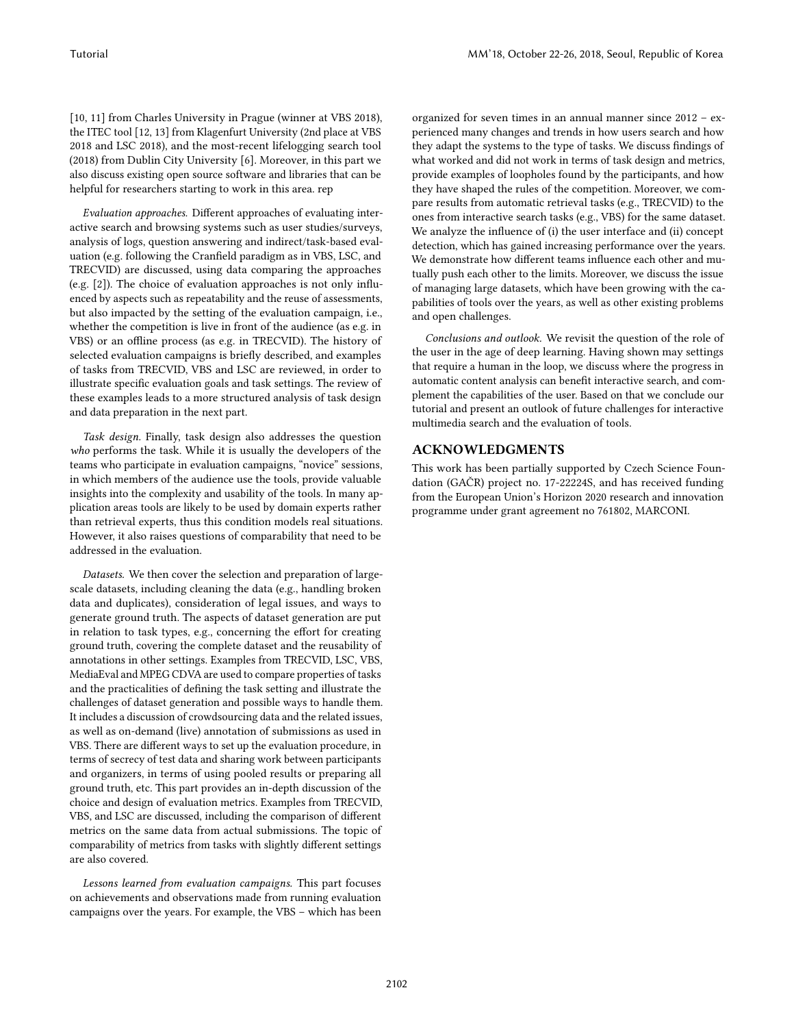[10, 11] from Charles University in Prague (winner at VBS 2018), the ITEC tool [12, 13] from Klagenfurt University (2nd place at VBS 2018 and LSC 2018), and the most-recent lifelogging search tool (2018) from Dublin City University [6]. Moreover, in this part we also discuss existing open source software and libraries that can be helpful for researchers starting to work in this area. rep

*Evaluation approaches.* Different approaches of evaluating interactive search and browsing systems such as user studies/surveys, analysis of logs, question answering and indirect/task-based evaluation (e.g. following the Cranfield paradigm as in VBS, LSC, and TRECVID) are discussed, using data comparing the approaches (e.g. [2]). The choice of evaluation approaches is not only influenced by aspects such as repeatability and the reuse of assessments, but also impacted by the setting of the evaluation campaign, i.e., whether the competition is live in front of the audience (as e.g. in VBS) or an offline process (as e.g. in TRECVID). The history of selected evaluation campaigns is briefly described, and examples of tasks from TRECVID, VBS and LSC are reviewed, in order to illustrate specific evaluation goals and task settings. The review of these examples leads to a more structured analysis of task design and data preparation in the next part.

*Task design.* Finally, task design also addresses the question *who* performs the task. While it is usually the developers of the teams who participate in evaluation campaigns, "novice" sessions, in which members of the audience use the tools, provide valuable insights into the complexity and usability of the tools. In many application areas tools are likely to be used by domain experts rather than retrieval experts, thus this condition models real situations. However, it also raises questions of comparability that need to be addressed in the evaluation.

*Datasets.* We then cover the selection and preparation of large-scale datasets, including cleaning the data (e.g., handling broken data and duplicates), consideration of legal issues, and ways to generate ground truth. The aspects of dataset generation are put in relation to task types, e.g., concerning the effort for creating ground truth, covering the complete dataset and the reusability of annotations in other settings. Examples from TRECVID, LSC, VBS, MediaEval and MPEG CDVA are used to compare properties of tasks and the practicalities of defining the task setting and illustrate the challenges of dataset generation and possible ways to handle them. It includes a discussion of crowdsourcing data and the related issues, as well as on-demand (live) annotation of submissions as used in VBS. There are different ways to set up the evaluation procedure, in terms of secrecy of test data and sharing work between participants and organizers, in terms of using pooled results or preparing all ground truth, etc. This part provides an in-depth discussion of the choice and design of evaluation metrics. Examples from TRECVID, VBS, and LSC are discussed, including the comparison of different metrics on the same data from actual submissions. The topic of comparability of metrics from tasks with slightly different settings are also covered.

*Lessons learned from evaluation campaigns.* This part focuses on achievements and observations made from running evaluation campaigns over the years. For example, the VBS – which has been organized for seven times in an annual manner since 2012 – experienced many changes and trends in how users search and how they adapt the systems to the type of tasks. We discuss findings of what worked and did not work in terms of task design and metrics, provide examples of loopholes found by the participants, and how they have shaped the rules of the competition. Moreover, we compare results from automatic retrieval tasks (e.g., TRECVID) to the ones from interactive search tasks (e.g., VBS) for the same dataset. We analyze the influence of (i) the user interface and (ii) concept detection, which has gained increasing performance over the years. We demonstrate how different teams influence each other and mutually push each other to the limits. Moreover, we discuss the issue of managing large datasets, which have been growing with the capabilities of tools over the years, as well as other existing problems and open challenges.

*Conclusions and outlook.* We revisit the question of the role of the user in the age of deep learning. Having shown may settings that require a human in the loop, we discuss where the progress in automatic content analysis can benefit interactive search, and complement the capabilities of the user. Based on that we conclude our tutorial and present an outlook of future challenges for interactive multimedia search and the evaluation of tools.

## ACKNOWLEDGMENTS

This work has been partially supported by Czech Science Foundation (GAČR) project no. 17-22224S, and has received funding from the European Union's Horizon 2020 research and innovation programme under grant agreement no 761802, MARCONI.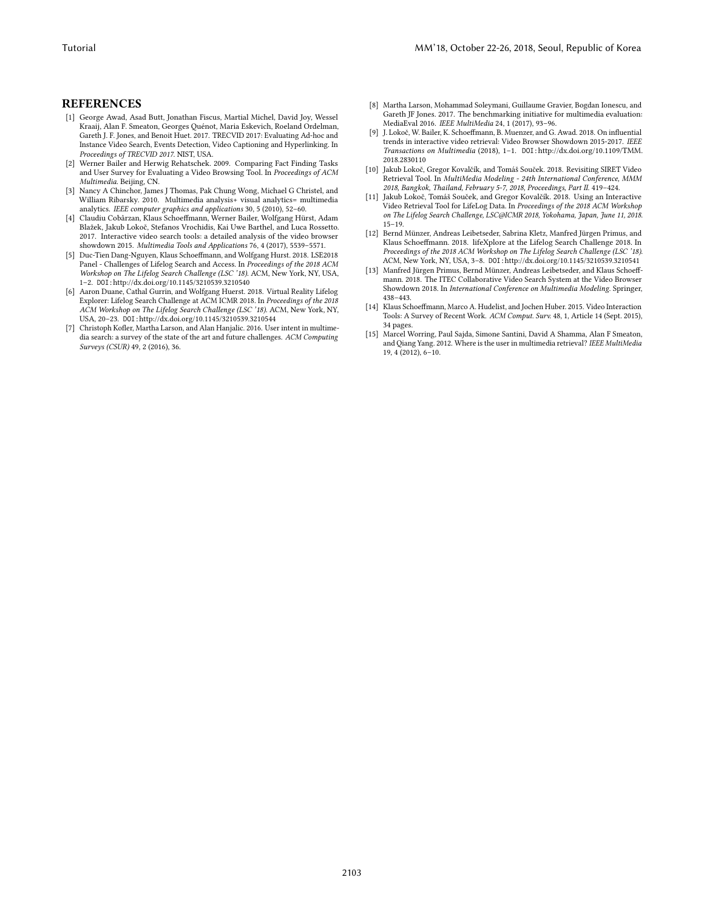## REFERENCES

[1] George Awad, Asad Butt, Jonathan Fiscus, Martial Michel, David Joy, Wessel Kraaij, Alan F. Smeaton, Georges Quénot, Maria Eskevich, Roeland Ordelman, Gareth J. F. Jones, and Benoit Huet. 2017. TRECVID 2017: Evaluating Ad-hoc and Instance Video Search, Events Detection, Video Captioning and Hyperlinking. In *Proceedings of TRECVID 2017*. NIST, USA.

[2] Werner Bailer and Herwig Rehatschek. 2009. Comparing Fact Finding Tasks and User Survey for Evaluating a Video Browsing Tool. In *Proceedings of ACM Multimedia*. Beijing, CN.

[3] Nancy A Chinchor, James J Thomas, Pak Chung Wong, Michael G Christel, and William Ribarsky. 2010. Multimedia analysis+ visual analytics= multimedia analytics. *IEEE computer graphics and applications* 30, 5 (2010), 52–60.

[4] Claudiu Cobârzan, Klaus Schoeffmann, Werner Bailer, Wolfgang Hürst, Adam Blažek, Jakub Lokoč, Stefanos Vrochidis, Kai Uwe Barthel, and Luca Rossetto. 2017. Interactive video search tools: a detailed analysis of the video browser showdown 2015. *Multimedia Tools and Applications* 76, 4 (2017), 5539–5571.

[5] Duc-Tien Dang-Nguyen, Klaus Schoeffmann, and Wolfgang Hurst. 2018. LSE2018 Panel - Challenges of Lifelog Search and Access. In *Proceedings of the 2018 ACM Workshop on The Lifelog Search Challenge (LSC '18)*. ACM, New York, NY, USA, 1–2. DOI: http://dx.doi.org/10.1145/3210539.3210540

[6] Aaron Duane, Cathal Gurrin, and Wolfgang Huerst. 2018. Virtual Reality Lifelog Explorer: Lifelog Search Challenge at ACM ICMR 2018. In *Proceedings of the 2018 ACM Workshop on The Lifelog Search Challenge (LSC '18)*. ACM, New York, NY, USA, 20–23. DOI: http://dx.doi.org/10.1145/3210539.3210544

[7] Christoph Kofler, Martha Larson, and Alan Hanjalic. 2016. User intent in multimedia search: a survey of the state of the art and future challenges. *ACM Computing Surveys (CSUR)* 49, 2 (2016), 36.

[8] Martha Larson, Mohammad Soleymani, Guillaume Gravier, Bogdan Ionescu, and Gareth JF Jones. 2017. The benchmarking initiative for multimedia evaluation: MediaEval 2016. *IEEE MultiMedia* 24, 1 (2017), 93–96.

[9] J. Lokoč, W. Bailer, K. Schoeffmann, B. Muenzer, and G. Awad. 2018. On influential trends in interactive video retrieval: Video Browser Showdown 2015-2017. *IEEE Transactions on Multimedia* (2018), 1–1. DOI: http://dx.doi.org/10.1109/TMM.2018.2830110

[10] Jakub Lokoč, Gregor Kovalčík, and Tomáš Souček. 2018. Revisiting SIRET Video Retrieval Tool. In *MultiMedia Modeling - 24th International Conference, MMM 2018, Bangkok, Thailand, February 5-7, 2018, Proceedings, Part II*. 419–424.

[11] Jakub Lokoč, Tomáš Souček, and Gregor Kovalčík. 2018. Using an Interactive Video Retrieval Tool for LifeLog Data. In *Proceedings of the 2018 ACM Workshop on The Lifelog Search Challenge, LSC@ICMR 2018, Yokohama, Japan, June 11, 2018*. 15–19.

[12] Bernd Münzer, Andreas Leibetseder, Sabrina Kletz, Manfred Jürgen Primus, and Klaus Schoeffmann. 2018. lifeXplore at the Lifelog Search Challenge 2018. In *Proceedings of the 2018 ACM Workshop on The Lifelog Search Challenge (LSC '18)*. ACM, New York, NY, USA, 3–8. DOI: http://dx.doi.org/10.1145/3210539.3210541

[13] Manfred Jürgen Primus, Bernd Münzer, Andreas Leibetseder, and Klaus Schoeffmann. 2018. The ITEC Collaborative Video Search System at the Video Browser Showdown 2018. In *International Conference on Multimedia Modeling*. Springer, 438–443.

[14] Klaus Schoeffmann, Marco A. Hudelist, and Jochen Huber. 2015. Video Interaction Tools: A Survey of Recent Work. *ACM Comput. Surv.* 48, 1, Article 14 (Sept. 2015), 34 pages.

[15] Marcel Worring, Paul Sajda, Simone Santini, David A Shamma, Alan F Smeaton, and Qiang Yang. 2012. Where is the user in multimedia retrieval? *IEEE MultiMedia* 19, 4 (2012), 6–10.